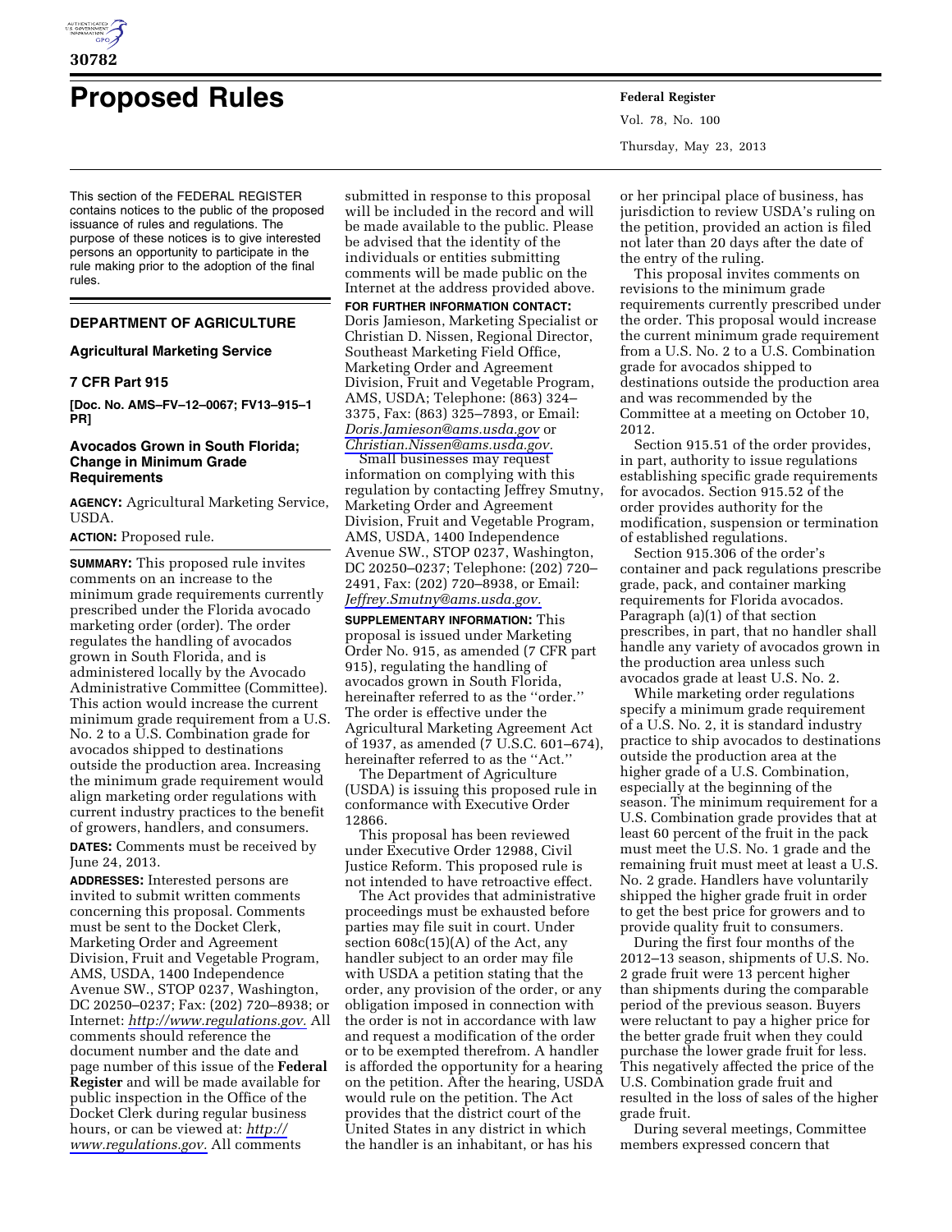# Proposed Rules

This section of the FEDERAL REGISTER contains notices to the public of the proposed issuance of rules and regulations. The purpose of these notices is to give interested persons an opportunity to participate in the rule making prior to the adoption of the final rules.

## DEPARTMENT OF AGRICULTURE

### Agricultural Marketing Service

### 7 CFR Part 915

**[Doc. No. AMS–FV–12–0067; FV13–915–1 PR]**

### Avocados Grown in South Florida; Change in Minimum Grade Requirements

**AGENCY:** Agricultural Marketing Service, USDA.

**ACTION:** Proposed rule.

**SUMMARY:** This proposed rule invites comments on an increase to the minimum grade requirements currently prescribed under the Florida avocado marketing order (order). The order regulates the handling of avocados grown in South Florida, and is administered locally by the Avocado Administrative Committee (Committee). This action would increase the current minimum grade requirement from a U.S. No. 2 to a U.S. Combination grade for avocados shipped to destinations outside the production area. Increasing the minimum grade requirement would align marketing order regulations with current industry practices to the benefit of growers, handlers, and consumers.

**DATES:** Comments must be received by June 24, 2013.

**ADDRESSES:** Interested persons are invited to submit written comments concerning this proposal. Comments must be sent to the Docket Clerk, Marketing Order and Agreement Division, Fruit and Vegetable Program, AMS, USDA, 1400 Independence Avenue SW., STOP 0237, Washington, DC 20250–0237; Fax: (202) 720–8938; or Internet: *http://www.regulations.gov.* All comments should reference the document number and the date and page number of this issue of the **Federal Register** and will be made available for public inspection in the Office of the Docket Clerk during regular business hours, or can be viewed at: *http://www.regulations.gov.* All comments submitted in response to this proposal will be included in the record and will be made available to the public. Please be advised that the identity of the individuals or entities submitting comments will be made public on the Internet at the address provided above.

**FOR FURTHER INFORMATION CONTACT:** Doris Jamieson, Marketing Specialist or Christian D. Nissen, Regional Director, Southeast Marketing Field Office, Marketing Order and Agreement Division, Fruit and Vegetable Program, AMS, USDA; Telephone: (863) 324–3375, Fax: (863) 325–7893, or Email: *Doris.Jamieson@ams.usda.gov* or *Christian.Nissen@ams.usda.gov.*

Small businesses may request information on complying with this regulation by contacting Jeffrey Smutny, Marketing Order and Agreement Division, Fruit and Vegetable Program, AMS, USDA, 1400 Independence Avenue SW., STOP 0237, Washington, DC 20250–0237; Telephone: (202) 720–2491, Fax: (202) 720–8938, or Email: *Jeffrey.Smutny@ams.usda.gov.*

**SUPPLEMENTARY INFORMATION:** This proposal is issued under Marketing Order No. 915, as amended (7 CFR part 915), regulating the handling of avocados grown in South Florida, hereinafter referred to as the ''order.'' The order is effective under the Agricultural Marketing Agreement Act of 1937, as amended (7 U.S.C. 601–674), hereinafter referred to as the ''Act.''

The Department of Agriculture (USDA) is issuing this proposed rule in conformance with Executive Order 12866.

This proposal has been reviewed under Executive Order 12988, Civil Justice Reform. This proposed rule is not intended to have retroactive effect.

The Act provides that administrative proceedings must be exhausted before parties may file suit in court. Under section 608c(15)(A) of the Act, any handler subject to an order may file with USDA a petition stating that the order, any provision of the order, or any obligation imposed in connection with the order is not in accordance with law and request a modification of the order or to be exempted therefrom. A handler is afforded the opportunity for a hearing on the petition. After the hearing, USDA would rule on the petition. The Act provides that the district court of the United States in any district in which the handler is an inhabitant, or has his or her principal place of business, has jurisdiction to review USDA's ruling on the petition, provided an action is filed not later than 20 days after the date of the entry of the ruling.

This proposal invites comments on revisions to the minimum grade requirements currently prescribed under the order. This proposal would increase the current minimum grade requirement from a U.S. No. 2 to a U.S. Combination grade for avocados shipped to destinations outside the production area and was recommended by the Committee at a meeting on October 10, 2012.

Section 915.51 of the order provides, in part, authority to issue regulations establishing specific grade requirements for avocados. Section 915.52 of the order provides authority for the modification, suspension or termination of established regulations.

Section 915.306 of the order's container and pack regulations prescribe grade, pack, and container marking requirements for Florida avocados. Paragraph (a)(1) of that section prescribes, in part, that no handler shall handle any variety of avocados grown in the production area unless such avocados grade at least U.S. No. 2.

While marketing order regulations specify a minimum grade requirement of a U.S. No. 2, it is standard industry practice to ship avocados to destinations outside the production area at the higher grade of a U.S. Combination, especially at the beginning of the season. The minimum requirement for a U.S. Combination grade provides that at least 60 percent of the fruit in the pack must meet the U.S. No. 1 grade and the remaining fruit must meet at least a U.S. No. 2 grade. Handlers have voluntarily shipped the higher grade fruit in order to get the best price for growers and to provide quality fruit to consumers.

During the first four months of the 2012–13 season, shipments of U.S. No. 2 grade fruit were 13 percent higher than shipments during the comparable period of the previous season. Buyers were reluctant to pay a higher price for the better grade fruit when they could purchase the lower grade fruit for less. This negatively affected the price of the U.S. Combination grade fruit and resulted in the loss of sales of the higher grade fruit.

During several meetings, Committee members expressed concern that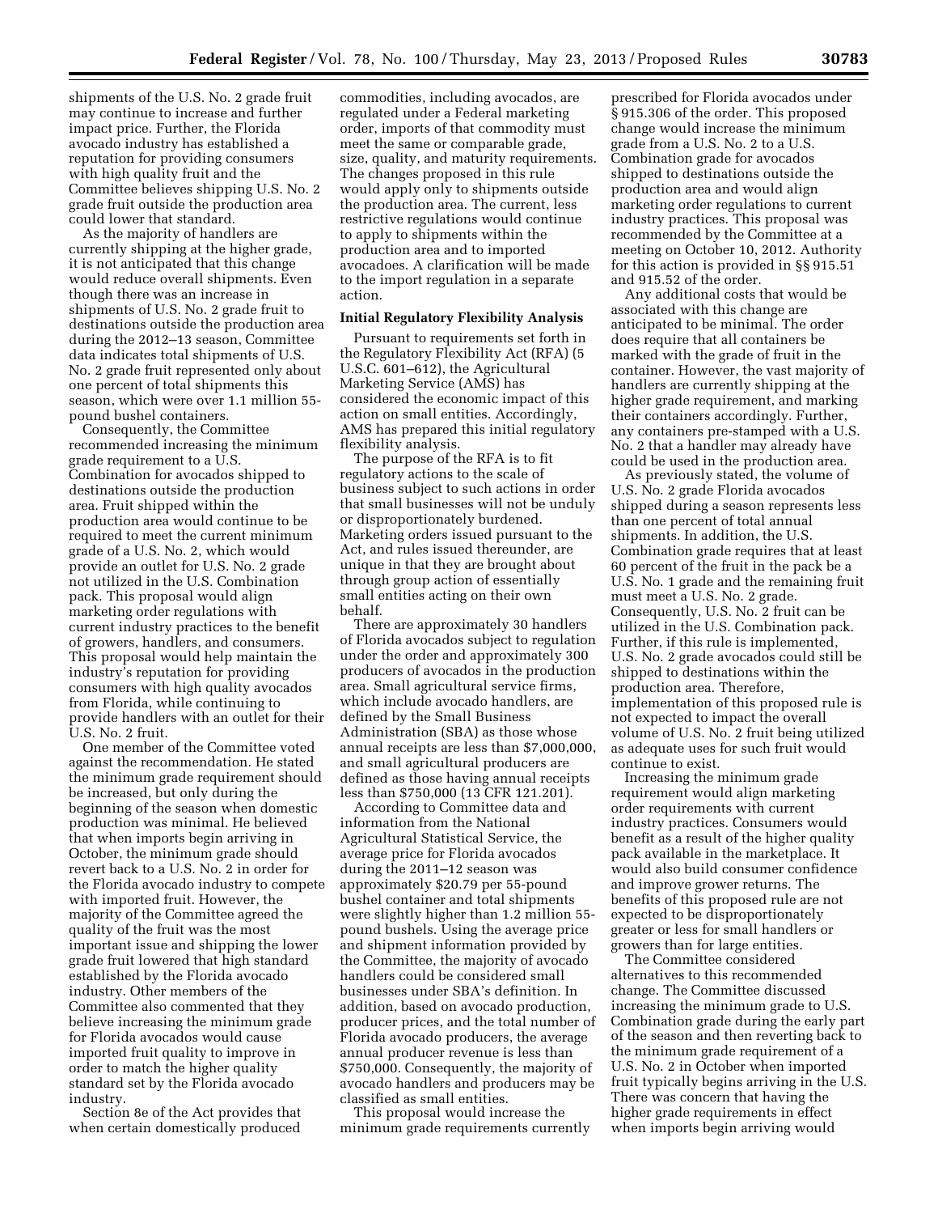shipments of the U.S. No. 2 grade fruit may continue to increase and further impact price. Further, the Florida avocado industry has established a reputation for providing consumers with high quality fruit and the Committee believes shipping U.S. No. 2 grade fruit outside the production area could lower that standard.

As the majority of handlers are currently shipping at the higher grade, it is not anticipated that this change would reduce overall shipments. Even though there was an increase in shipments of U.S. No. 2 grade fruit to destinations outside the production area during the 2012–13 season, Committee data indicates total shipments of U.S. No. 2 grade fruit represented only about one percent of total shipments this season, which were over 1.1 million 55-pound bushel containers.

Consequently, the Committee recommended increasing the minimum grade requirement to a U.S. Combination for avocados shipped to destinations outside the production area. Fruit shipped within the production area would continue to be required to meet the current minimum grade of a U.S. No. 2, which would provide an outlet for U.S. No. 2 grade not utilized in the U.S. Combination pack. This proposal would align marketing order regulations with current industry practices to the benefit of growers, handlers, and consumers. This proposal would help maintain the industry's reputation for providing consumers with high quality avocados from Florida, while continuing to provide handlers with an outlet for their U.S. No. 2 fruit.

One member of the Committee voted against the recommendation. He stated the minimum grade requirement should be increased, but only during the beginning of the season when domestic production was minimal. He believed that when imports begin arriving in October, the minimum grade should revert back to a U.S. No. 2 in order for the Florida avocado industry to compete with imported fruit. However, the majority of the Committee agreed the quality of the fruit was the most important issue and shipping the lower grade fruit lowered that high standard established by the Florida avocado industry. Other members of the Committee also commented that they believe increasing the minimum grade for Florida avocados would cause imported fruit quality to improve in order to match the higher quality standard set by the Florida avocado industry.

Section 8e of the Act provides that when certain domestically produced commodities, including avocados, are regulated under a Federal marketing order, imports of that commodity must meet the same or comparable grade, size, quality, and maturity requirements. The changes proposed in this rule would apply only to shipments outside the production area. The current, less restrictive regulations would continue to apply to shipments within the production area and to imported avocadoes. A clarification will be made to the import regulation in a separate action.

## Initial Regulatory Flexibility Analysis

Pursuant to requirements set forth in the Regulatory Flexibility Act (RFA) (5 U.S.C. 601–612), the Agricultural Marketing Service (AMS) has considered the economic impact of this action on small entities. Accordingly, AMS has prepared this initial regulatory flexibility analysis.

The purpose of the RFA is to fit regulatory actions to the scale of business subject to such actions in order that small businesses will not be unduly or disproportionately burdened. Marketing orders issued pursuant to the Act, and rules issued thereunder, are unique in that they are brought about through group action of essentially small entities acting on their own behalf.

There are approximately 30 handlers of Florida avocados subject to regulation under the order and approximately 300 producers of avocados in the production area. Small agricultural service firms, which include avocado handlers, are defined by the Small Business Administration (SBA) as those whose annual receipts are less than $7,000,000, and small agricultural producers are defined as those having annual receipts less than $750,000 (13 CFR 121.201).

According to Committee data and information from the National Agricultural Statistical Service, the average price for Florida avocados during the 2011–12 season was approximately $20.79 per 55-pound bushel container and total shipments were slightly higher than 1.2 million 55-pound bushels. Using the average price and shipment information provided by the Committee, the majority of avocado handlers could be considered small businesses under SBA's definition. In addition, based on avocado production, producer prices, and the total number of Florida avocado producers, the average annual producer revenue is less than $750,000. Consequently, the majority of avocado handlers and producers may be classified as small entities.

This proposal would increase the minimum grade requirements currently prescribed for Florida avocados under § 915.306 of the order. This proposed change would increase the minimum grade from a U.S. No. 2 to a U.S. Combination grade for avocados shipped to destinations outside the production area and would align marketing order regulations to current industry practices. This proposal was recommended by the Committee at a meeting on October 10, 2012. Authority for this action is provided in §§ 915.51 and 915.52 of the order.

Any additional costs that would be associated with this change are anticipated to be minimal. The order does require that all containers be marked with the grade of fruit in the container. However, the vast majority of handlers are currently shipping at the higher grade requirement, and marking their containers accordingly. Further, any containers pre-stamped with a U.S. No. 2 that a handler may already have could be used in the production area.

As previously stated, the volume of U.S. No. 2 grade Florida avocados shipped during a season represents less than one percent of total annual shipments. In addition, the U.S. Combination grade requires that at least 60 percent of the fruit in the pack be a U.S. No. 1 grade and the remaining fruit must meet a U.S. No. 2 grade. Consequently, U.S. No. 2 fruit can be utilized in the U.S. Combination pack. Further, if this rule is implemented, U.S. No. 2 grade avocados could still be shipped to destinations within the production area. Therefore, implementation of this proposed rule is not expected to impact the overall volume of U.S. No. 2 fruit being utilized as adequate uses for such fruit would continue to exist.

Increasing the minimum grade requirement would align marketing order requirements with current industry practices. Consumers would benefit as a result of the higher quality pack available in the marketplace. It would also build consumer confidence and improve grower returns. The benefits of this proposed rule are not expected to be disproportionately greater or less for small handlers or growers than for large entities.

The Committee considered alternatives to this recommended change. The Committee discussed increasing the minimum grade to U.S. Combination grade during the early part of the season and then reverting back to the minimum grade requirement of a U.S. No. 2 in October when imported fruit typically begins arriving in the U.S. There was concern that having the higher grade requirements in effect when imports begin arriving would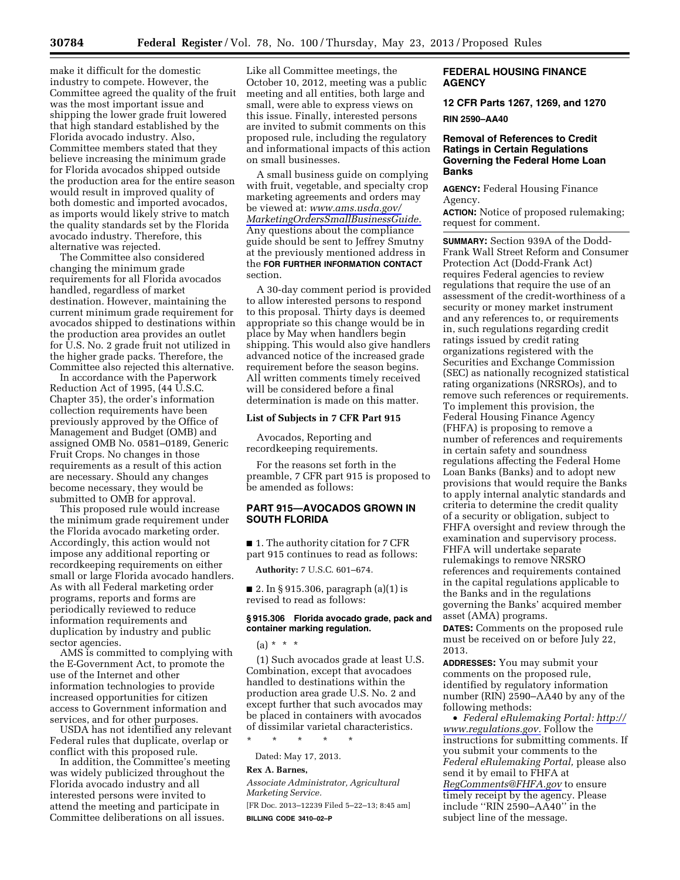make it difficult for the domestic industry to compete. However, the Committee agreed the quality of the fruit was the most important issue and shipping the lower grade fruit lowered that high standard established by the Florida avocado industry. Also, Committee members stated that they believe increasing the minimum grade for Florida avocados shipped outside the production area for the entire season would result in improved quality of both domestic and imported avocados, as imports would likely strive to match the quality standards set by the Florida avocado industry. Therefore, this alternative was rejected.

The Committee also considered changing the minimum grade requirements for all Florida avocados handled, regardless of market destination. However, maintaining the current minimum grade requirement for avocados shipped to destinations within the production area provides an outlet for U.S. No. 2 grade fruit not utilized in the higher grade packs. Therefore, the Committee also rejected this alternative.

In accordance with the Paperwork Reduction Act of 1995, (44 U.S.C. Chapter 35), the order's information collection requirements have been previously approved by the Office of Management and Budget (OMB) and assigned OMB No. 0581–0189, Generic Fruit Crops. No changes in those requirements as a result of this action are necessary. Should any changes become necessary, they would be submitted to OMB for approval.

This proposed rule would increase the minimum grade requirement under the Florida avocado marketing order. Accordingly, this action would not impose any additional reporting or recordkeeping requirements on either small or large Florida avocado handlers. As with all Federal marketing order programs, reports and forms are periodically reviewed to reduce information requirements and duplication by industry and public sector agencies.

AMS is committed to complying with the E-Government Act, to promote the use of the Internet and other information technologies to provide increased opportunities for citizen access to Government information and services, and for other purposes.

USDA has not identified any relevant Federal rules that duplicate, overlap or conflict with this proposed rule.

In addition, the Committee's meeting was widely publicized throughout the Florida avocado industry and all interested persons were invited to attend the meeting and participate in Committee deliberations on all issues. Like all Committee meetings, the October 10, 2012, meeting was a public meeting and all entities, both large and small, were able to express views on this issue. Finally, interested persons are invited to submit comments on this proposed rule, including the regulatory and informational impacts of this action on small businesses.

A small business guide on complying with fruit, vegetable, and specialty crop marketing agreements and orders may be viewed at: *www.ams.usda.gov/MarketingOrdersSmallBusinessGuide.* Any questions about the compliance guide should be sent to Jeffrey Smutny at the previously mentioned address in the **FOR FURTHER INFORMATION CONTACT** section.

A 30-day comment period is provided to allow interested persons to respond to this proposal. Thirty days is deemed appropriate so this change would be in place by May when handlers begin shipping. This would also give handlers advanced notice of the increased grade requirement before the season begins. All written comments timely received will be considered before a final determination is made on this matter.

### List of Subjects in 7 CFR Part 915

Avocados, Reporting and recordkeeping requirements.

For the reasons set forth in the preamble, 7 CFR part 915 is proposed to be amended as follows:

## PART 915—AVOCADOS GROWN IN SOUTH FLORIDA

■ 1. The authority citation for 7 CFR part 915 continues to read as follows:

**Authority:** 7 U.S.C. 601–674.

■ 2. In § 915.306, paragraph (a)(1) is revised to read as follows:

#### § 915.306 Florida avocado grade, pack and container marking regulation.

(a) * * *

(1) Such avocados grade at least U.S. Combination, except that avocadoes handled to destinations within the production area grade U.S. No. 2 and except further that such avocados may be placed in containers with avocados of dissimilar varietal characteristics.

\* \* \* \* \*

Dated: May 17, 2013.

**Rex A. Barnes,**

*Associate Administrator, Agricultural Marketing Service.*

[FR Doc. 2013–12239 Filed 5–22–13; 8:45 am]

**BILLING CODE 3410–02–P**

## FEDERAL HOUSING FINANCE AGENCY

### 12 CFR Parts 1267, 1269, and 1270

**RIN 2590–AA40**

### Removal of References to Credit Ratings in Certain Regulations Governing the Federal Home Loan Banks

**AGENCY:** Federal Housing Finance Agency.

**ACTION:** Notice of proposed rulemaking; request for comment.

**SUMMARY:** Section 939A of the Dodd-Frank Wall Street Reform and Consumer Protection Act (Dodd-Frank Act) requires Federal agencies to review regulations that require the use of an assessment of the credit-worthiness of a security or money market instrument and any references to, or requirements in, such regulations regarding credit ratings issued by credit rating organizations registered with the Securities and Exchange Commission (SEC) as nationally recognized statistical rating organizations (NRSROs), and to remove such references or requirements. To implement this provision, the Federal Housing Finance Agency (FHFA) is proposing to remove a number of references and requirements in certain safety and soundness regulations affecting the Federal Home Loan Banks (Banks) and to adopt new provisions that would require the Banks to apply internal analytic standards and criteria to determine the credit quality of a security or obligation, subject to FHFA oversight and review through the examination and supervisory process. FHFA will undertake separate rulemakings to remove NRSRO references and requirements contained in the capital regulations applicable to the Banks and in the regulations governing the Banks' acquired member asset (AMA) programs.

**DATES:** Comments on the proposed rule must be received on or before July 22, 2013.

**ADDRESSES:** You may submit your comments on the proposed rule, identified by regulatory information number (RIN) 2590–AA40 by any of the following methods:

- *Federal eRulemaking Portal: http://www.regulations.gov.* Follow the instructions for submitting comments. If you submit your comments to the *Federal eRulemaking Portal,* please also send it by email to FHFA at *RegComments@FHFA.gov* to ensure timely receipt by the agency. Please include ''RIN 2590–AA40'' in the subject line of the message.